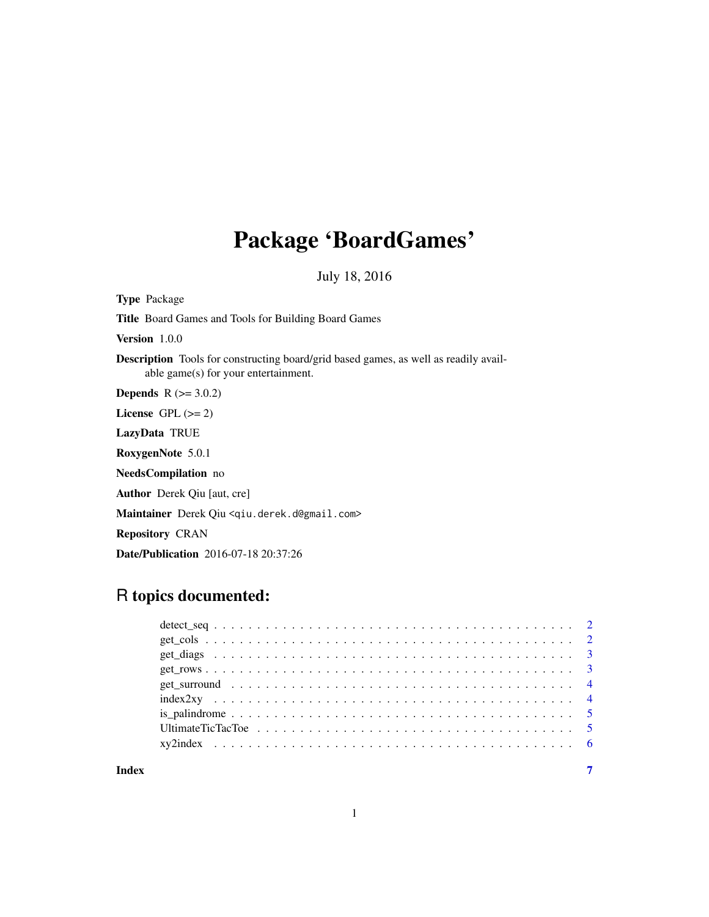# Package 'BoardGames'

July 18, 2016

**Type** Package

**Title** Board Games and Tools for Building Board Games

**Version** 1.0.0

**Description** Tools for constructing board/grid based games, as well as readily available game(s) for your entertainment.

**Depends** R (>= 3.0.2)

**License** GPL (>= 2)

**LazyData** TRUE

**RoxygenNote** 5.0.1

**NeedsCompilation** no

**Author** Derek Qiu [aut, cre]

**Maintainer** Derek Qiu <qiu.derek.d@gmail.com>

**Repository** CRAN

**Date/Publication** 2016-07-18 20:37:26

## R topics documented:

| | |
|---|---|
| detect_seq | 2 |
| get_cols | 2 |
| get_diags | 3 |
| get_rows | 3 |
| get_surround | 4 |
| index2xy | 4 |
| is_palindrome | 5 |
| UltimateTicTacToe | 5 |
| xy2index | 6 |
| **Index** | **7** |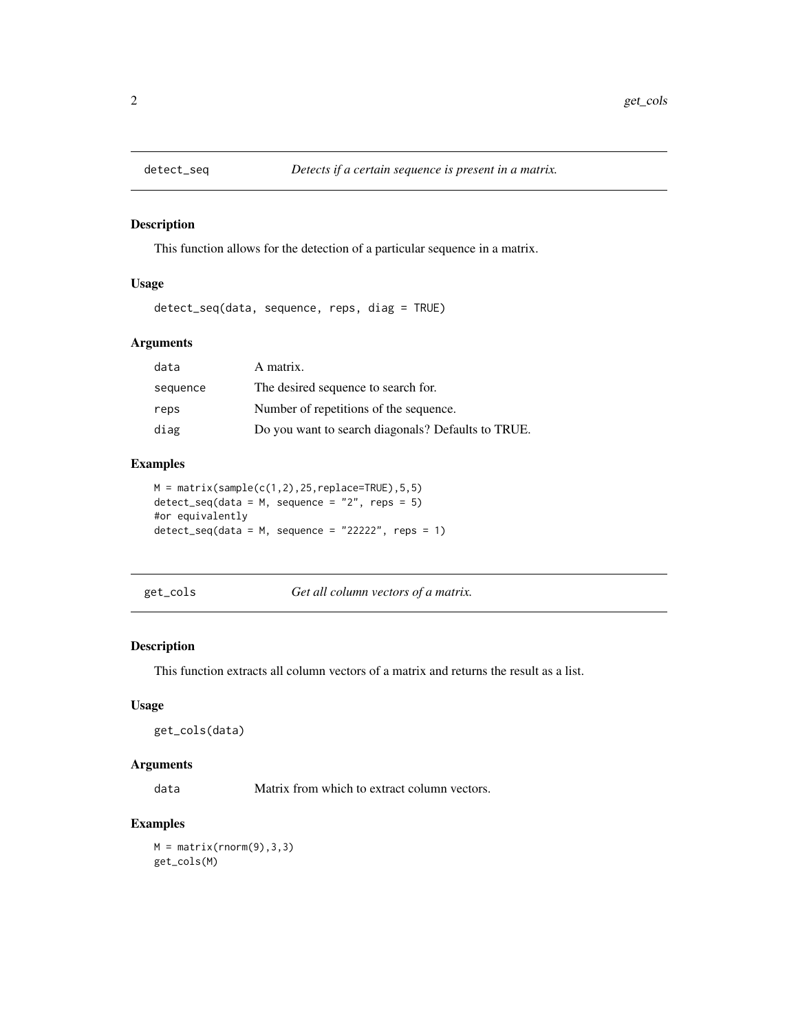## detect_seq — *Detects if a certain sequence is present in a matrix.*

### Description

This function allows for the detection of a particular sequence in a matrix.

### Usage

```
detect_seq(data, sequence, reps, diag = TRUE)
```

### Arguments

| | |
|---|---|
| data | A matrix. |
| sequence | The desired sequence to search for. |
| reps | Number of repetitions of the sequence. |
| diag | Do you want to search diagonals? Defaults to TRUE. |

### Examples

```
M = matrix(sample(c(1,2),25,replace=TRUE),5,5)
detect_seq(data = M, sequence = "2", reps = 5)
#or equivalently
detect_seq(data = M, sequence = "22222", reps = 1)
```

## get_cols — *Get all column vectors of a matrix.*

### Description

This function extracts all column vectors of a matrix and returns the result as a list.

### Usage

```
get_cols(data)
```

### Arguments

| | |
|---|---|
| data | Matrix from which to extract column vectors. |

### Examples

```
M = matrix(rnorm(9),3,3)
get_cols(M)
```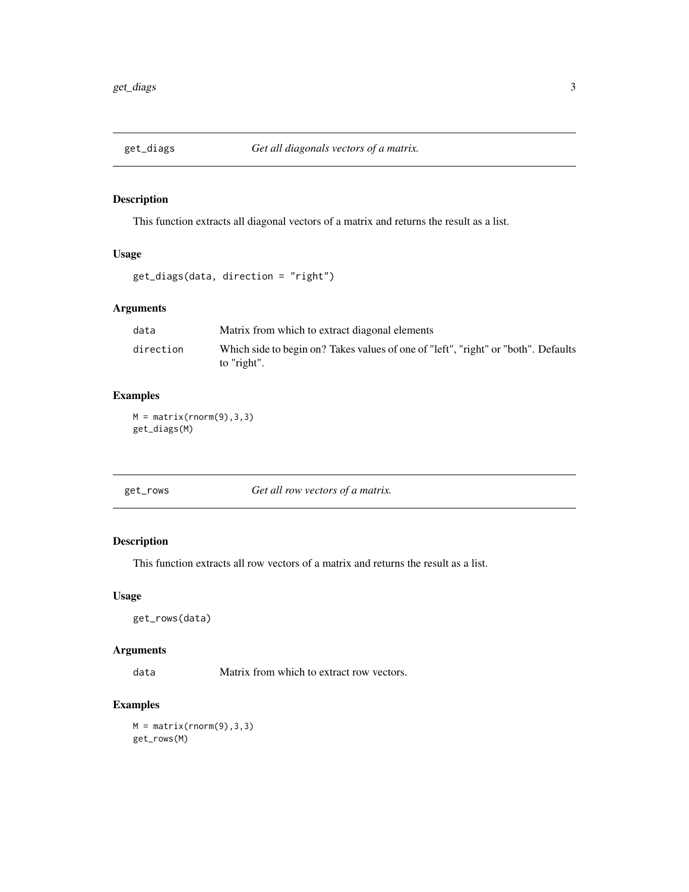## get_diags — *Get all diagonals vectors of a matrix.*

### Description

This function extracts all diagonal vectors of a matrix and returns the result as a list.

### Usage

```
get_diags(data, direction = "right")
```

### Arguments

| | |
|---|---|
| data | Matrix from which to extract diagonal elements |
| direction | Which side to begin on? Takes values of one of "left", "right" or "both". Defaults to "right". |

### Examples

```
M = matrix(rnorm(9),3,3)
get_diags(M)
```

## get_rows — *Get all row vectors of a matrix.*

### Description

This function extracts all row vectors of a matrix and returns the result as a list.

### Usage

```
get_rows(data)
```

### Arguments

| | |
|---|---|
| data | Matrix from which to extract row vectors. |

### Examples

```
M = matrix(rnorm(9),3,3)
get_rows(M)
```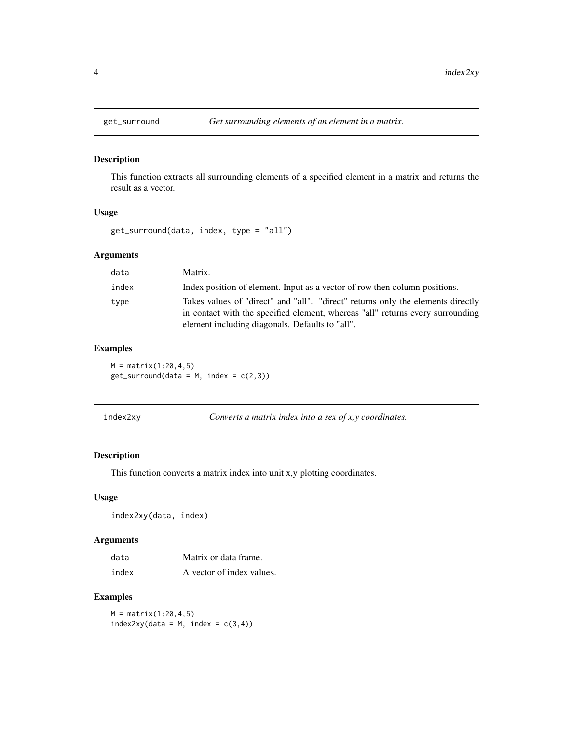## get_surround — *Get surrounding elements of an element in a matrix.*

### Description

This function extracts all surrounding elements of a specified element in a matrix and returns the result as a vector.

### Usage

```
get_surround(data, index, type = "all")
```

### Arguments

| | |
|---|---|
| `data` | Matrix. |
| `index` | Index position of element. Input as a vector of row then column positions. |
| `type` | Takes values of "direct" and "all". "direct" returns only the elements directly in contact with the specified element, whereas "all" returns every surrounding element including diagonals. Defaults to "all". |

### Examples

```
M = matrix(1:20,4,5)
get_surround(data = M, index = c(2,3))
```

## index2xy — *Converts a matrix index into a sex of x,y coordinates.*

### Description

This function converts a matrix index into unit x,y plotting coordinates.

### Usage

```
index2xy(data, index)
```

### Arguments

| | |
|---|---|
| `data` | Matrix or data frame. |
| `index` | A vector of index values. |

### Examples

```
M = matrix(1:20,4,5)
index2xy(data = M, index = c(3,4))
```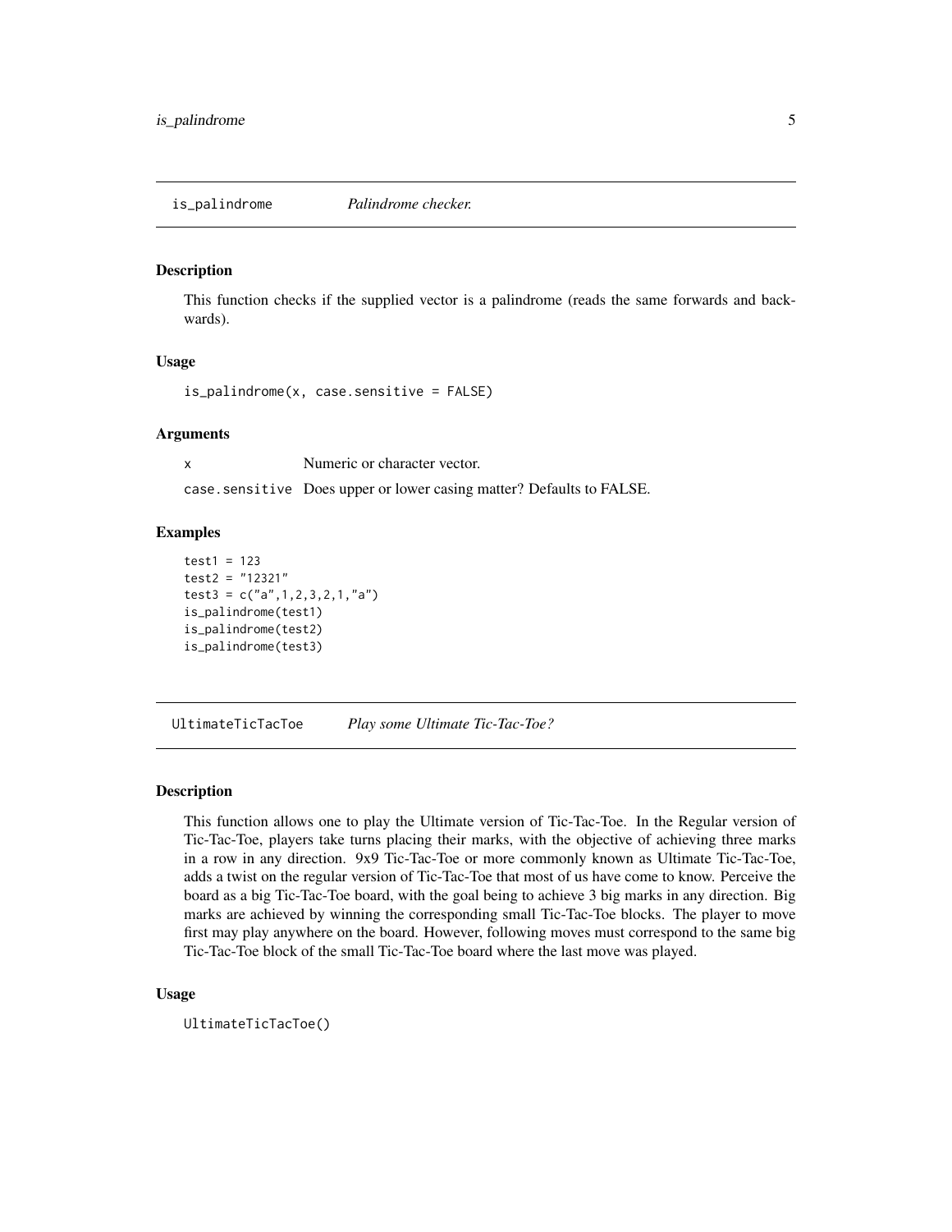## is_palindrome *Palindrome checker.*

### Description

This function checks if the supplied vector is a palindrome (reads the same forwards and backwards).

### Usage

```
is_palindrome(x, case.sensitive = FALSE)
```

### Arguments

| | |
|---|---|
| `x` | Numeric or character vector. |
| `case.sensitive` | Does upper or lower casing matter? Defaults to FALSE. |

### Examples

```
test1 = 123
test2 = "12321"
test3 = c("a",1,2,3,2,1,"a")
is_palindrome(test1)
is_palindrome(test2)
is_palindrome(test3)
```

## UltimateTicTacToe *Play some Ultimate Tic-Tac-Toe?*

### Description

This function allows one to play the Ultimate version of Tic-Tac-Toe. In the Regular version of Tic-Tac-Toe, players take turns placing their marks, with the objective of achieving three marks in a row in any direction. 9x9 Tic-Tac-Toe or more commonly known as Ultimate Tic-Tac-Toe, adds a twist on the regular version of Tic-Tac-Toe that most of us have come to know. Perceive the board as a big Tic-Tac-Toe board, with the goal being to achieve 3 big marks in any direction. Big marks are achieved by winning the corresponding small Tic-Tac-Toe blocks. The player to move first may play anywhere on the board. However, following moves must correspond to the same big Tic-Tac-Toe block of the small Tic-Tac-Toe board where the last move was played.

### Usage

```
UltimateTicTacToe()
```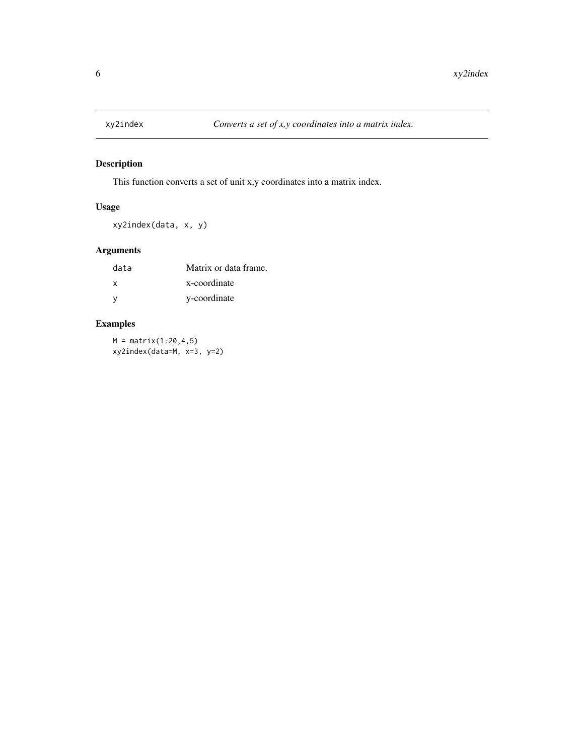# xy2index — *Converts a set of x,y coordinates into a matrix index.*

## Description

This function converts a set of unit x,y coordinates into a matrix index.

## Usage

```
xy2index(data, x, y)
```

## Arguments

| | |
|---|---|
| `data` | Matrix or data frame. |
| `x` | x-coordinate |
| `y` | y-coordinate |

## Examples

```
M = matrix(1:20,4,5)
xy2index(data=M, x=3, y=2)
```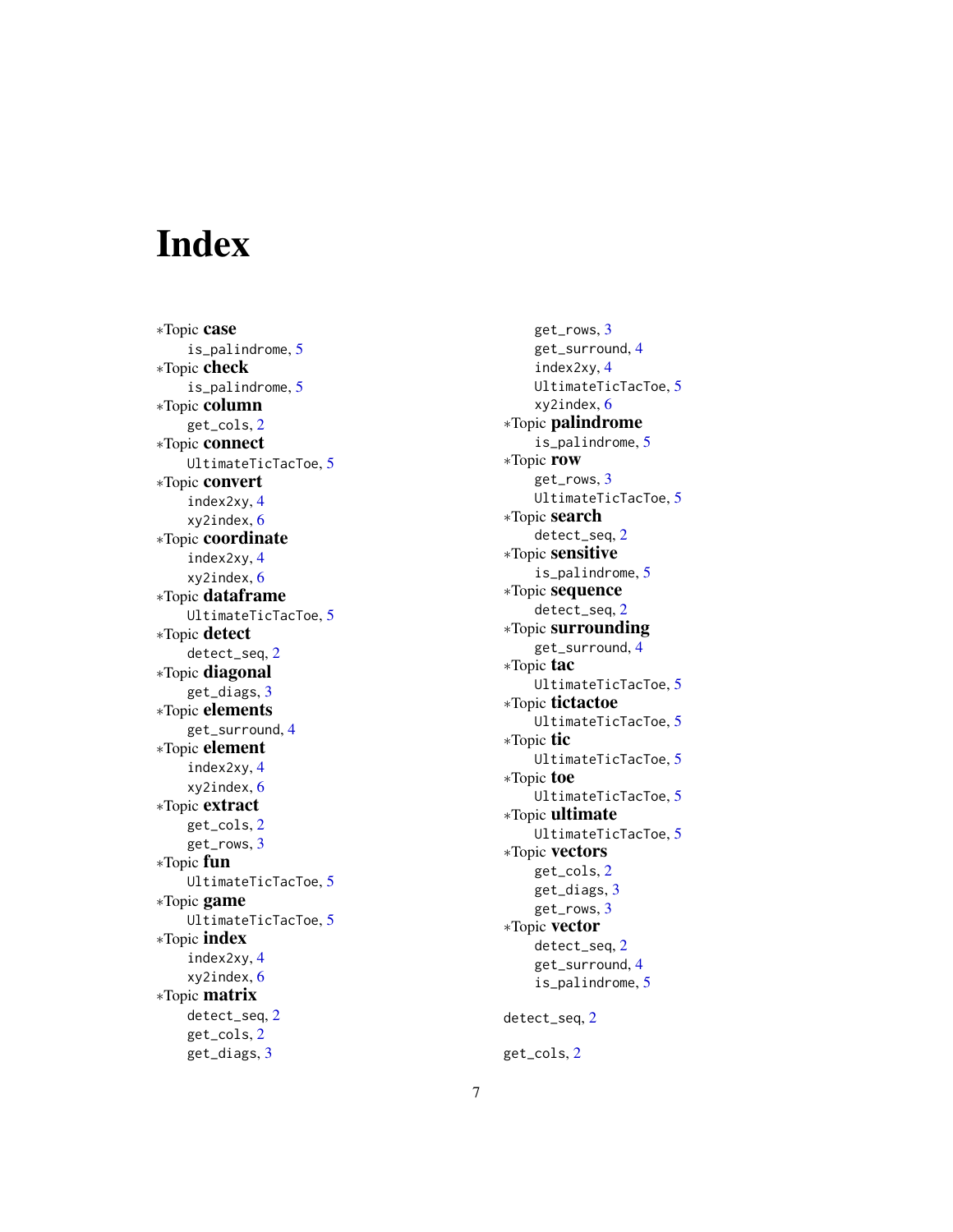# Index

*Topic **case**
  is_palindrome, 5
*Topic **check**
  is_palindrome, 5
*Topic **column**
  get_cols, 2
*Topic **connect**
  UltimateTicTacToe, 5
*Topic **convert**
  index2xy, 4
  xy2index, 6
*Topic **coordinate**
  index2xy, 4
  xy2index, 6
*Topic **dataframe**
  UltimateTicTacToe, 5
*Topic **detect**
  detect_seq, 2
*Topic **diagonal**
  get_diags, 3
*Topic **elements**
  get_surround, 4
*Topic **element**
  index2xy, 4
  xy2index, 6
*Topic **extract**
  get_cols, 2
  get_rows, 3
*Topic **fun**
  UltimateTicTacToe, 5
*Topic **game**
  UltimateTicTacToe, 5
*Topic **index**
  index2xy, 4
  xy2index, 6
*Topic **matrix**
  detect_seq, 2
  get_cols, 2
  get_diags, 3
  get_rows, 3
  get_surround, 4
  index2xy, 4
  UltimateTicTacToe, 5
  xy2index, 6
*Topic **palindrome**
  is_palindrome, 5
*Topic **row**
  get_rows, 3
  UltimateTicTacToe, 5
*Topic **search**
  detect_seq, 2
*Topic **sensitive**
  is_palindrome, 5
*Topic **sequence**
  detect_seq, 2
*Topic **surrounding**
  get_surround, 4
*Topic **tac**
  UltimateTicTacToe, 5
*Topic **tictactoe**
  UltimateTicTacToe, 5
*Topic **tic**
  UltimateTicTacToe, 5
*Topic **toe**
  UltimateTicTacToe, 5
*Topic **ultimate**
  UltimateTicTacToe, 5
*Topic **vectors**
  get_cols, 2
  get_diags, 3
  get_rows, 3
*Topic **vector**
  detect_seq, 2
  get_surround, 4
  is_palindrome, 5

detect_seq, 2

get_cols, 2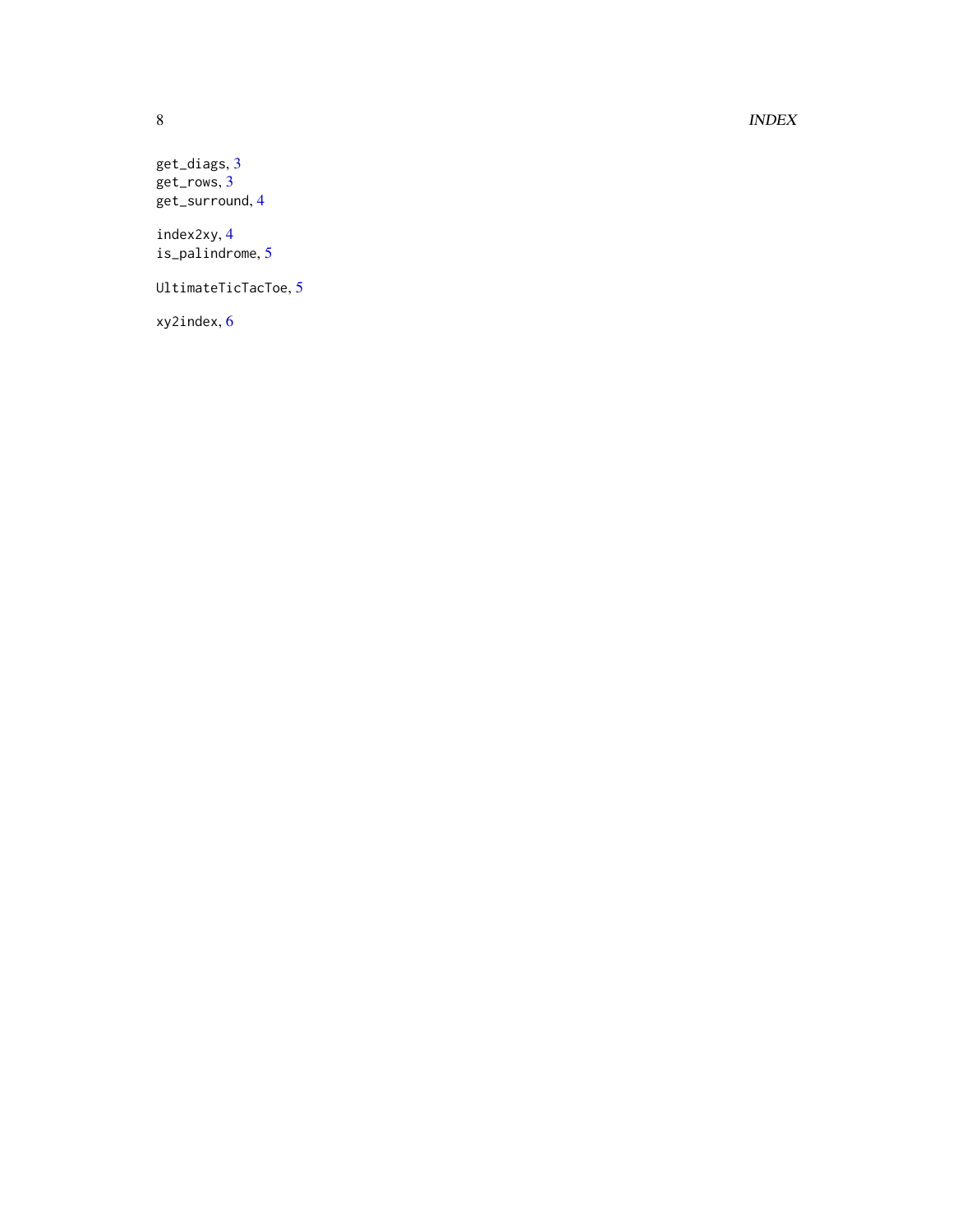get_diags, 3
get_rows, 3
get_surround, 4

index2xy, 4
is_palindrome, 5

UltimateTicTacToe, 5

xy2index, 6